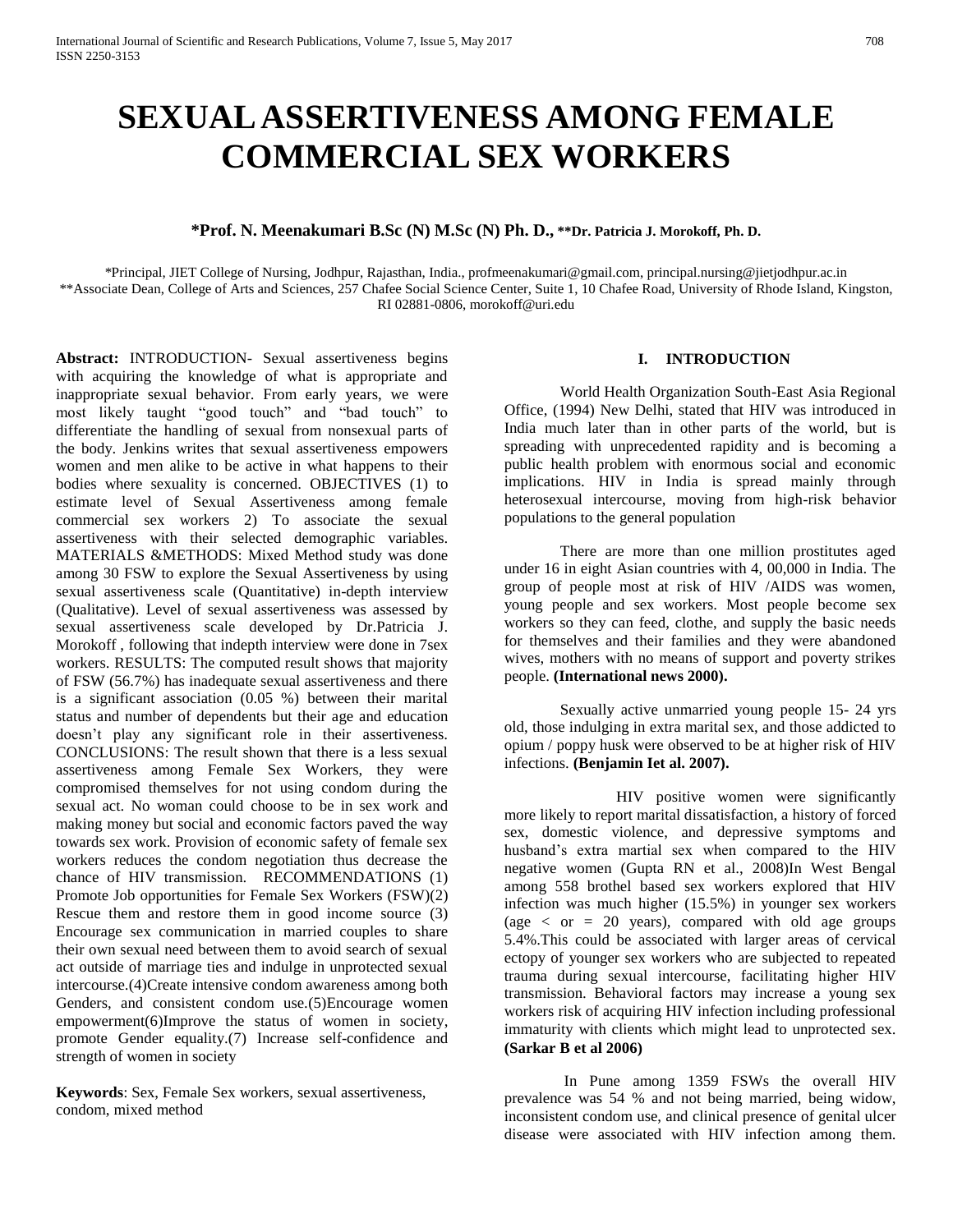# SEXUAL ASSERTIVENESS AMONG FEMALE COMMERCIAL SEX WORKERS

**\*Prof. N. Meenakumari B.Sc (N) M.Sc (N) Ph. D., \*\*Dr. Patricia J. Morokoff, Ph. D.**

\*Principal, JIET College of Nursing, Jodhpur, Rajasthan, India., profmeenakumari@gmail.com, principal.nursing@jietjodhpur.ac.in
\*\*Associate Dean, College of Arts and Sciences, 257 Chafee Social Science Center, Suite 1, 10 Chafee Road, University of Rhode Island, Kingston, RI 02881-0806, morokoff@uri.edu

**Abstract:** INTRODUCTION- Sexual assertiveness begins with acquiring the knowledge of what is appropriate and inappropriate sexual behavior. From early years, we were most likely taught "good touch" and "bad touch" to differentiate the handling of sexual from nonsexual parts of the body. Jenkins writes that sexual assertiveness empowers women and men alike to be active in what happens to their bodies where sexuality is concerned. OBJECTIVES (1) to estimate level of Sexual Assertiveness among female commercial sex workers 2) To associate the sexual assertiveness with their selected demographic variables. MATERIALS &METHODS: Mixed Method study was done among 30 FSW to explore the Sexual Assertiveness by using sexual assertiveness scale (Quantitative) in-depth interview (Qualitative). Level of sexual assertiveness was assessed by sexual assertiveness scale developed by Dr.Patricia J. Morokoff , following that indepth interview were done in 7sex workers. RESULTS: The computed result shows that majority of FSW (56.7%) has inadequate sexual assertiveness and there is a significant association (0.05 %) between their marital status and number of dependents but their age and education doesn't play any significant role in their assertiveness. CONCLUSIONS: The result shown that there is a less sexual assertiveness among Female Sex Workers, they were compromised themselves for not using condom during the sexual act. No woman could choose to be in sex work and making money but social and economic factors paved the way towards sex work. Provision of economic safety of female sex workers reduces the condom negotiation thus decrease the chance of HIV transmission. RECOMMENDATIONS (1) Promote Job opportunities for Female Sex Workers (FSW)(2) Rescue them and restore them in good income source (3) Encourage sex communication in married couples to share their own sexual need between them to avoid search of sexual act outside of marriage ties and indulge in unprotected sexual intercourse.(4)Create intensive condom awareness among both Genders, and consistent condom use.(5)Encourage women empowerment(6)Improve the status of women in society, promote Gender equality.(7) Increase self-confidence and strength of women in society

**Keywords**: Sex, Female Sex workers, sexual assertiveness, condom, mixed method

## I. INTRODUCTION

World Health Organization South-East Asia Regional Office, (1994) New Delhi, stated that HIV was introduced in India much later than in other parts of the world, but is spreading with unprecedented rapidity and is becoming a public health problem with enormous social and economic implications. HIV in India is spread mainly through heterosexual intercourse, moving from high-risk behavior populations to the general population

There are more than one million prostitutes aged under 16 in eight Asian countries with 4, 00,000 in India. The group of people most at risk of HIV /AIDS was women, young people and sex workers. Most people become sex workers so they can feed, clothe, and supply the basic needs for themselves and their families and they were abandoned wives, mothers with no means of support and poverty strikes people. **(International news 2000).**

Sexually active unmarried young people 15- 24 yrs old, those indulging in extra marital sex, and those addicted to opium / poppy husk were observed to be at higher risk of HIV infections. **(Benjamin Iet al. 2007).**

HIV positive women were significantly more likely to report marital dissatisfaction, a history of forced sex, domestic violence, and depressive symptoms and husband's extra martial sex when compared to the HIV negative women (Gupta RN et al., 2008)In West Bengal among 558 brothel based sex workers explored that HIV infection was much higher (15.5%) in younger sex workers (age < or = 20 years), compared with old age groups 5.4%.This could be associated with larger areas of cervical ectopy of younger sex workers who are subjected to repeated trauma during sexual intercourse, facilitating higher HIV transmission. Behavioral factors may increase a young sex workers risk of acquiring HIV infection including professional immaturity with clients which might lead to unprotected sex. **(Sarkar B et al 2006)**

In Pune among 1359 FSWs the overall HIV prevalence was 54 % and not being married, being widow, inconsistent condom use, and clinical presence of genital ulcer disease were associated with HIV infection among them.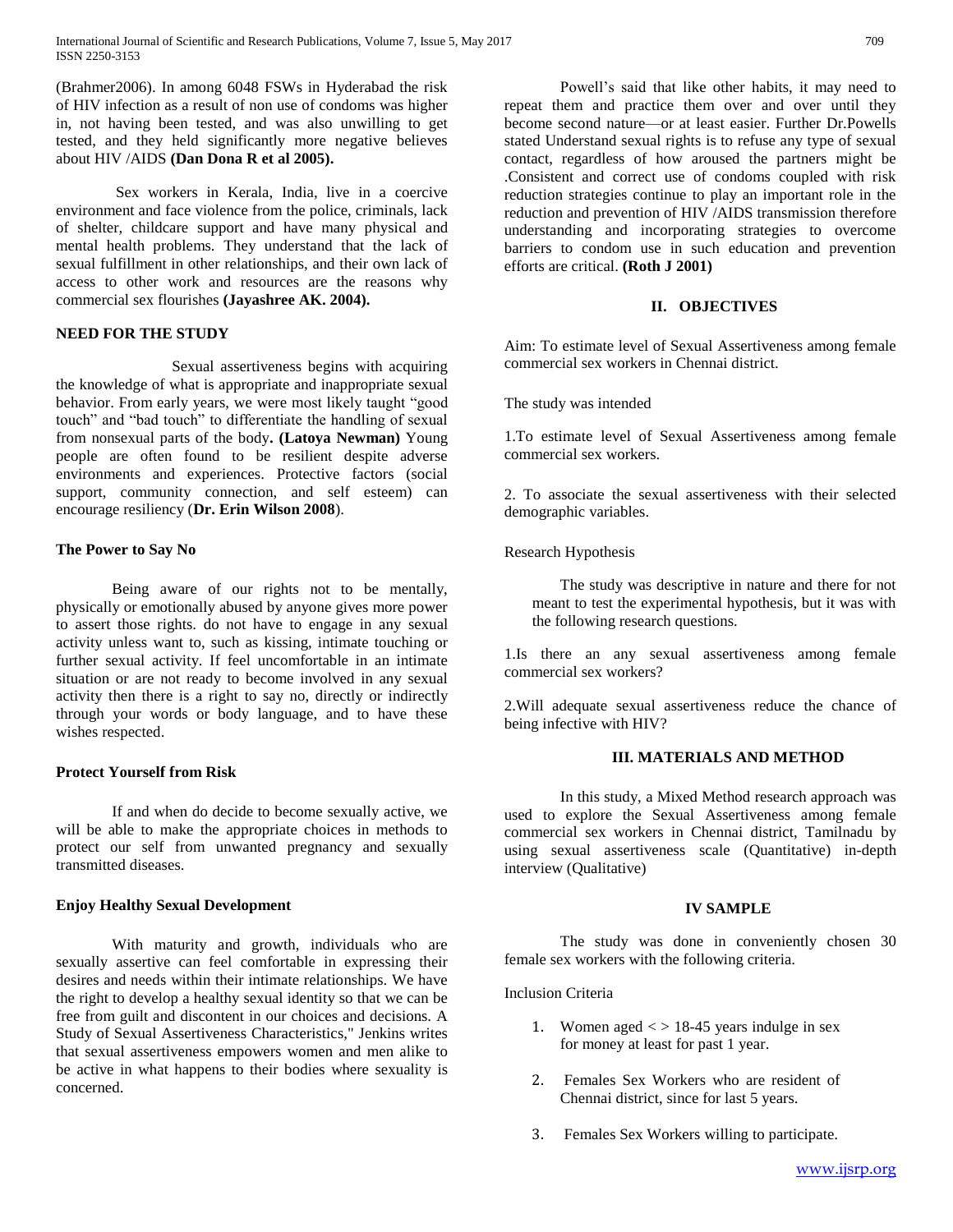(Brahmer2006). In among 6048 FSWs in Hyderabad the risk of HIV infection as a result of non use of condoms was higher in, not having been tested, and was also unwilling to get tested, and they held significantly more negative believes about HIV /AIDS **(Dan Dona R et al 2005).**

Sex workers in Kerala, India, live in a coercive environment and face violence from the police, criminals, lack of shelter, childcare support and have many physical and mental health problems. They understand that the lack of sexual fulfillment in other relationships, and their own lack of access to other work and resources are the reasons why commercial sex flourishes **(Jayashree AK. 2004).**

**NEED FOR THE STUDY**

Sexual assertiveness begins with acquiring the knowledge of what is appropriate and inappropriate sexual behavior. From early years, we were most likely taught "good touch" and "bad touch" to differentiate the handling of sexual from nonsexual parts of the body**. (Latoya Newman)** Young people are often found to be resilient despite adverse environments and experiences. Protective factors (social support, community connection, and self esteem) can encourage resiliency (**Dr. Erin Wilson 2008**).

**The Power to Say No**

Being aware of our rights not to be mentally, physically or emotionally abused by anyone gives more power to assert those rights. do not have to engage in any sexual activity unless want to, such as kissing, intimate touching or further sexual activity. If feel uncomfortable in an intimate situation or are not ready to become involved in any sexual activity then there is a right to say no, directly or indirectly through your words or body language, and to have these wishes respected.

**Protect Yourself from Risk**

If and when do decide to become sexually active, we will be able to make the appropriate choices in methods to protect our self from unwanted pregnancy and sexually transmitted diseases.

**Enjoy Healthy Sexual Development**

With maturity and growth, individuals who are sexually assertive can feel comfortable in expressing their desires and needs within their intimate relationships. We have the right to develop a healthy sexual identity so that we can be free from guilt and discontent in our choices and decisions. A Study of Sexual Assertiveness Characteristics," Jenkins writes that sexual assertiveness empowers women and men alike to be active in what happens to their bodies where sexuality is concerned.

Powell's said that like other habits, it may need to repeat them and practice them over and over until they become second nature—or at least easier. Further Dr.Powells stated Understand sexual rights is to refuse any type of sexual contact, regardless of how aroused the partners might be .Consistent and correct use of condoms coupled with risk reduction strategies continue to play an important role in the reduction and prevention of HIV /AIDS transmission therefore understanding and incorporating strategies to overcome barriers to condom use in such education and prevention efforts are critical. **(Roth J 2001)**

## II. OBJECTIVES

Aim: To estimate level of Sexual Assertiveness among female commercial sex workers in Chennai district.

The study was intended

1.To estimate level of Sexual Assertiveness among female commercial sex workers.

2. To associate the sexual assertiveness with their selected demographic variables.

Research Hypothesis

The study was descriptive in nature and there for not meant to test the experimental hypothesis, but it was with the following research questions.

1.Is there an any sexual assertiveness among female commercial sex workers?

2.Will adequate sexual assertiveness reduce the chance of being infective with HIV?

## III. MATERIALS AND METHOD

In this study, a Mixed Method research approach was used to explore the Sexual Assertiveness among female commercial sex workers in Chennai district, Tamilnadu by using sexual assertiveness scale (Quantitative) in-depth interview (Qualitative)

## IV SAMPLE

The study was done in conveniently chosen 30 female sex workers with the following criteria.

Inclusion Criteria

1. Women aged < > 18-45 years indulge in sex for money at least for past 1 year.
2. Females Sex Workers who are resident of Chennai district, since for last 5 years.
3. Females Sex Workers willing to participate.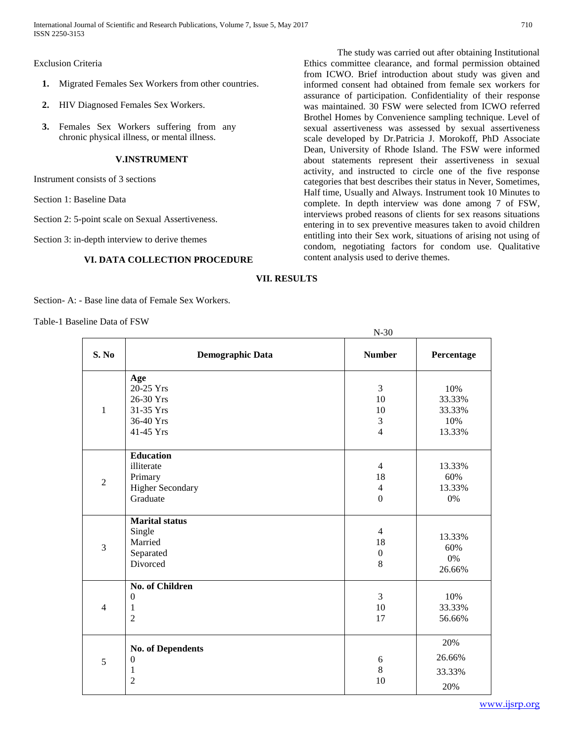Exclusion Criteria

1. Migrated Females Sex Workers from other countries.
2. HIV Diagnosed Females Sex Workers.
3. Females Sex Workers suffering from any chronic physical illness, or mental illness.

## V.INSTRUMENT

Instrument consists of 3 sections

Section 1: Baseline Data

Section 2: 5-point scale on Sexual Assertiveness.

Section 3: in-depth interview to derive themes

## VI. DATA COLLECTION PROCEDURE

The study was carried out after obtaining Institutional Ethics committee clearance, and formal permission obtained from ICWO. Brief introduction about study was given and informed consent had obtained from female sex workers for assurance of participation. Confidentiality of their response was maintained. 30 FSW were selected from ICWO referred Brothel Homes by Convenience sampling technique. Level of sexual assertiveness was assessed by sexual assertiveness scale developed by Dr.Patricia J. Morokoff, PhD Associate Dean, University of Rhode Island. The FSW were informed about statements represent their assertiveness in sexual activity, and instructed to circle one of the five response categories that best describes their status in Never, Sometimes, Half time, Usually and Always. Instrument took 10 Minutes to complete. In depth interview was done among 7 of FSW, interviews probed reasons of clients for sex reasons situations entering in to sex preventive measures taken to avoid children entitling into their Sex work, situations of arising not using of condom, negotiating factors for condom use. Qualitative content analysis used to derive themes.

## VII. RESULTS

Section- A: - Base line data of Female Sex Workers.

Table-1 Baseline Data of FSW

N-30

| S. No | Demographic Data | Number | Percentage |
|---|---|---|---|
| 1 | **Age** | | |
| | 20-25 Yrs | 3 | 10% |
| | 26-30 Yrs | 10 | 33.33% |
| | 31-35 Yrs | 10 | 33.33% |
| | 36-40 Yrs | 3 | 10% |
| | 41-45 Yrs | 4 | 13.33% |
| 2 | **Education** | | |
| | illiterate | 4 | 13.33% |
| | Primary | 18 | 60% |
| | Higher Secondary | 4 | 13.33% |
| | Graduate | 0 | 0% |
| 3 | **Marital status** | | |
| | Single | 4 | 13.33% |
| | Married | 18 | 60% |
| | Separated | 0 | 0% |
| | Divorced | 8 | 26.66% |
| 4 | **No. of Children** | | |
| | 0 | 3 | 10% |
| | 1 | 10 | 33.33% |
| | 2 | 17 | 56.66% |
| 5 | **No. of Dependents** | | 20% |
| | 0 | 6 | 26.66% |
| | 1 | 8 | 33.33% |
| | 2 | 10 | 20% |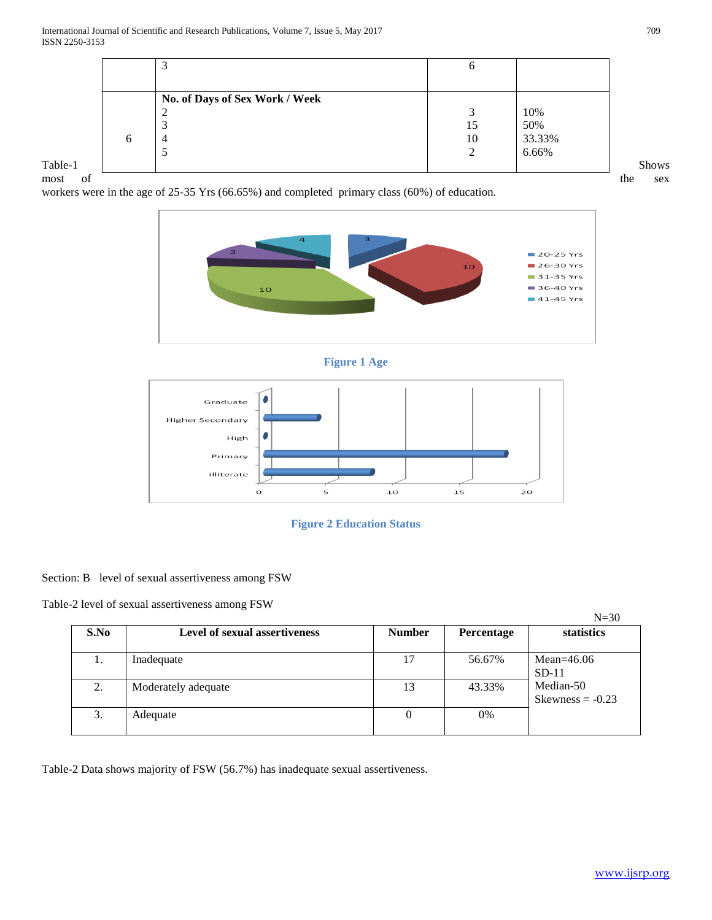|   | 3 | 6 |   |
|---|---|---|---|
| 6 | **No. of Days of Sex Work / Week**<br>2<br>3<br>4<br>5 | <br>3<br>15<br>10<br>2 | <br>10%<br>50%<br>33.33%<br>6.66% |

Table-1 Shows most of the sex workers were in the age of 25-35 Yrs (66.65%) and completed primary class (60%) of education.

**Figure 1 Age**

**Figure 2 Education Status**

Section: B level of sexual assertiveness among FSW

Table-2 level of sexual assertiveness among FSW

N=30

| S.No | Level of sexual assertiveness | Number | Percentage | statistics |
|---|---|---|---|---|
| 1. | Inadequate | 17 | 56.67% | Mean=46.06<br>SD-11<br>Median-50<br>Skewness = -0.23 |
| 2. | Moderately adequate | 13 | 43.33% | |
| 3. | Adequate | 0 | 0% | |

Table-2 Data shows majority of FSW (56.7%) has inadequate sexual assertiveness.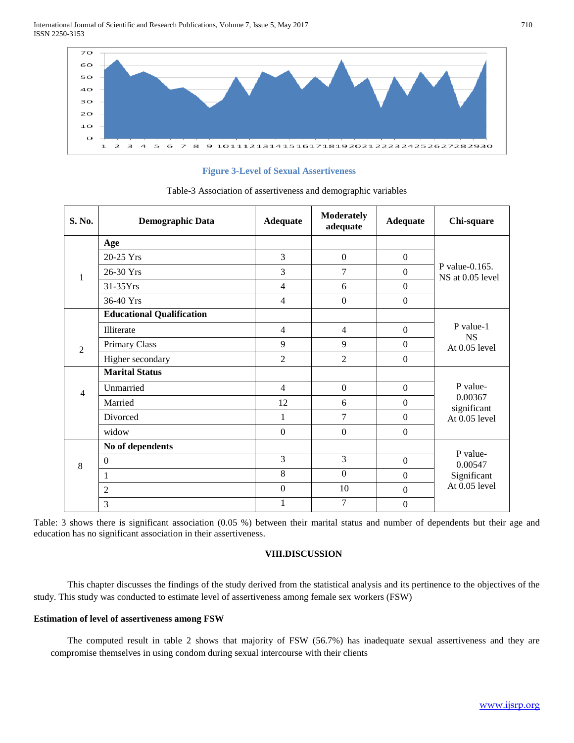**Figure 3-Level of Sexual Assertiveness**

Table-3 Association of assertiveness and demographic variables

| S. No. | Demographic Data | Adequate | Moderately adequate | Adequate | Chi-square |
|---|---|---|---|---|---|
| 1 | **Age** | | | | P value-0.165. NS at 0.05 level |
| | 20-25 Yrs | 3 | 0 | 0 | |
| | 26-30 Yrs | 3 | 7 | 0 | |
| | 31-35Yrs | 4 | 6 | 0 | |
| | 36-40 Yrs | 4 | 0 | 0 | |
| 2 | **Educational Qualification** | | | | P value-1 NS At 0.05 level |
| | Illiterate | 4 | 4 | 0 | |
| | Primary Class | 9 | 9 | 0 | |
| | Higher secondary | 2 | 2 | 0 | |
| 4 | **Marital Status** | | | | P value- 0.00367 significant At 0.05 level |
| | Unmarried | 4 | 0 | 0 | |
| | Married | 12 | 6 | 0 | |
| | Divorced | 1 | 7 | 0 | |
| | widow | 0 | 0 | 0 | |
| 8 | **No of dependents** | | | | P value- 0.00547 Significant At 0.05 level |
| | 0 | 3 | 3 | 0 | |
| | 1 | 8 | 0 | 0 | |
| | 2 | 0 | 10 | 0 | |
| | 3 | 1 | 7 | 0 | |

Table: 3 shows there is significant association (0.05 %) between their marital status and number of dependents but their age and education has no significant association in their assertiveness.

## VIII.DISCUSSION

This chapter discusses the findings of the study derived from the statistical analysis and its pertinence to the objectives of the study. This study was conducted to estimate level of assertiveness among female sex workers (FSW)

### Estimation of level of assertiveness among FSW

The computed result in table 2 shows that majority of FSW (56.7%) has inadequate sexual assertiveness and they are compromise themselves in using condom during sexual intercourse with their clients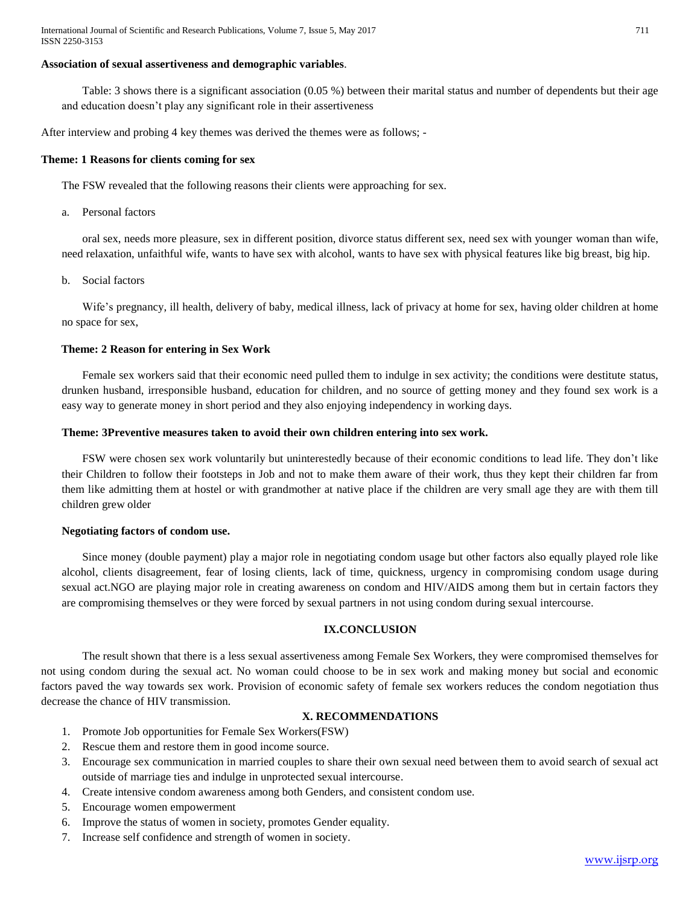**Association of sexual assertiveness and demographic variables**.

Table: 3 shows there is a significant association (0.05 %) between their marital status and number of dependents but their age and education doesn't play any significant role in their assertiveness

After interview and probing 4 key themes was derived the themes were as follows; -

**Theme: 1 Reasons for clients coming for sex**

The FSW revealed that the following reasons their clients were approaching for sex.

a. Personal factors

oral sex, needs more pleasure, sex in different position, divorce status different sex, need sex with younger woman than wife, need relaxation, unfaithful wife, wants to have sex with alcohol, wants to have sex with physical features like big breast, big hip.

b. Social factors

Wife's pregnancy, ill health, delivery of baby, medical illness, lack of privacy at home for sex, having older children at home no space for sex,

**Theme: 2 Reason for entering in Sex Work**

Female sex workers said that their economic need pulled them to indulge in sex activity; the conditions were destitute status, drunken husband, irresponsible husband, education for children, and no source of getting money and they found sex work is a easy way to generate money in short period and they also enjoying independency in working days.

**Theme: 3Preventive measures taken to avoid their own children entering into sex work.**

FSW were chosen sex work voluntarily but uninterestedly because of their economic conditions to lead life. They don't like their Children to follow their footsteps in Job and not to make them aware of their work, thus they kept their children far from them like admitting them at hostel or with grandmother at native place if the children are very small age they are with them till children grew older

**Negotiating factors of condom use.**

Since money (double payment) play a major role in negotiating condom usage but other factors also equally played role like alcohol, clients disagreement, fear of losing clients, lack of time, quickness, urgency in compromising condom usage during sexual act.NGO are playing major role in creating awareness on condom and HIV/AIDS among them but in certain factors they are compromising themselves or they were forced by sexual partners in not using condom during sexual intercourse.

## IX.CONCLUSION

The result shown that there is a less sexual assertiveness among Female Sex Workers, they were compromised themselves for not using condom during the sexual act. No woman could choose to be in sex work and making money but social and economic factors paved the way towards sex work. Provision of economic safety of female sex workers reduces the condom negotiation thus decrease the chance of HIV transmission.

## X. RECOMMENDATIONS

1. Promote Job opportunities for Female Sex Workers(FSW)
2. Rescue them and restore them in good income source.
3. Encourage sex communication in married couples to share their own sexual need between them to avoid search of sexual act outside of marriage ties and indulge in unprotected sexual intercourse.
4. Create intensive condom awareness among both Genders, and consistent condom use.
5. Encourage women empowerment
6. Improve the status of women in society, promotes Gender equality.
7. Increase self confidence and strength of women in society.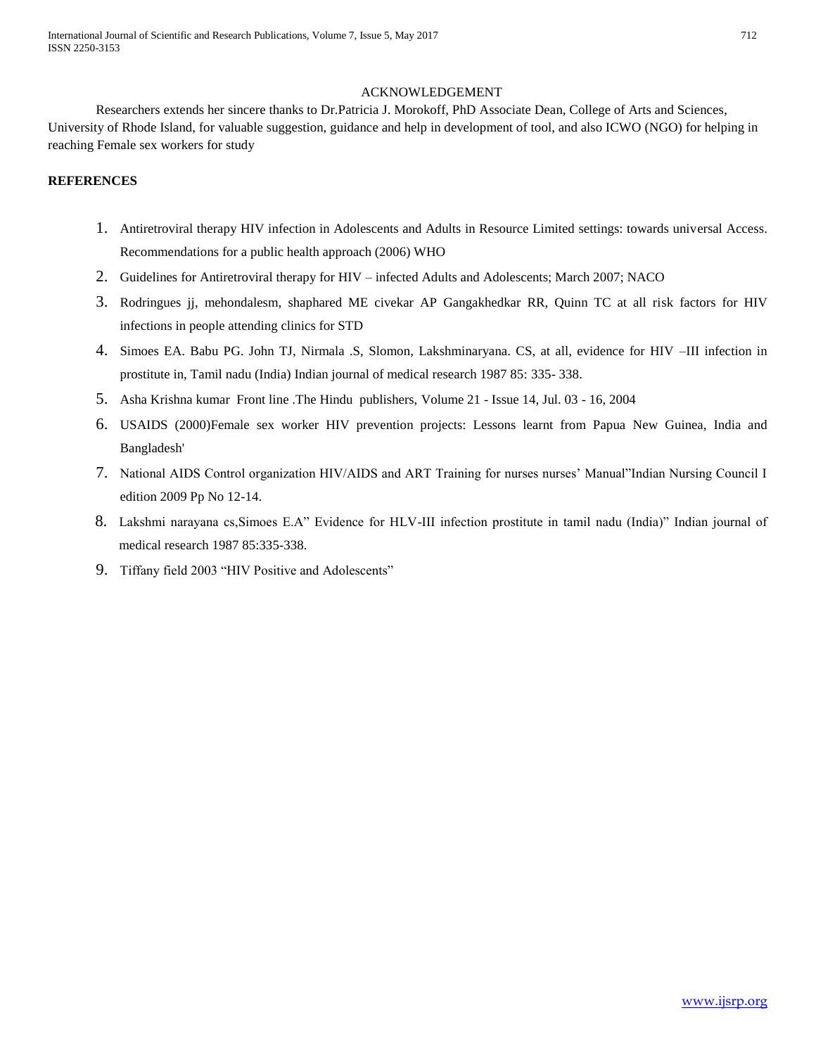## ACKNOWLEDGEMENT

Researchers extends her sincere thanks to Dr.Patricia J. Morokoff, PhD Associate Dean, College of Arts and Sciences, University of Rhode Island, for valuable suggestion, guidance and help in development of tool, and also ICWO (NGO) for helping in reaching Female sex workers for study

## REFERENCES

1. Antiretroviral therapy HIV infection in Adolescents and Adults in Resource Limited settings: towards universal Access. Recommendations for a public health approach (2006) WHO
2. Guidelines for Antiretroviral therapy for HIV – infected Adults and Adolescents; March 2007; NACO
3. Rodringues jj, mehondalesm, shaphared ME civekar AP Gangakhedkar RR, Quinn TC at all risk factors for HIV infections in people attending clinics for STD
4. Simoes EA. Babu PG. John TJ, Nirmala .S, Slomon, Lakshminaryana. CS, at all, evidence for HIV –III infection in prostitute in, Tamil nadu (India) Indian journal of medical research 1987 85: 335- 338.
5. Asha Krishna kumar Front line .The Hindu publishers, Volume 21 - Issue 14, Jul. 03 - 16, 2004
6. USAIDS (2000)Female sex worker HIV prevention projects: Lessons learnt from Papua New Guinea, India and Bangladesh'
7. National AIDS Control organization HIV/AIDS and ART Training for nurses nurses' Manual"Indian Nursing Council I edition 2009 Pp No 12-14.
8. Lakshmi narayana cs,Simoes E.A" Evidence for HLV-III infection prostitute in tamil nadu (India)" Indian journal of medical research 1987 85:335-338.
9. Tiffany field 2003 "HIV Positive and Adolescents"